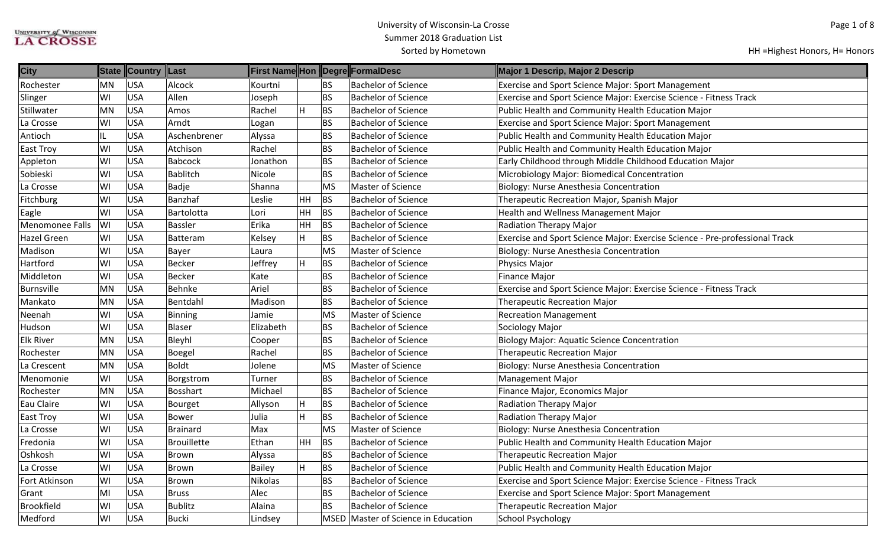University of Wisconsin-La Crosse
Summer 2018 Graduation List
Sorted by Hometown

HH =Highest Honors, H= Honors

| City | State | Country | Last | First Name | Hon | Degre | FormalDesc | Major 1 Descrip, Major 2 Descrip |
|---|---|---|---|---|---|---|---|---|
| Rochester | MN | USA | Alcock | Kourtni | | BS | Bachelor of Science | Exercise and Sport Science Major: Sport Management |
| Slinger | WI | USA | Allen | Joseph | | BS | Bachelor of Science | Exercise and Sport Science Major: Exercise Science - Fitness Track |
| Stillwater | MN | USA | Amos | Rachel | H | BS | Bachelor of Science | Public Health and Community Health Education Major |
| La Crosse | WI | USA | Arndt | Logan | | BS | Bachelor of Science | Exercise and Sport Science Major: Sport Management |
| Antioch | IL | USA | Aschenbrener | Alyssa | | BS | Bachelor of Science | Public Health and Community Health Education Major |
| East Troy | WI | USA | Atchison | Rachel | | BS | Bachelor of Science | Public Health and Community Health Education Major |
| Appleton | WI | USA | Babcock | Jonathon | | BS | Bachelor of Science | Early Childhood through Middle Childhood Education Major |
| Sobieski | WI | USA | Bablitch | Nicole | | BS | Bachelor of Science | Microbiology Major: Biomedical Concentration |
| La Crosse | WI | USA | Badje | Shanna | | MS | Master of Science | Biology: Nurse Anesthesia Concentration |
| Fitchburg | WI | USA | Banzhaf | Leslie | HH | BS | Bachelor of Science | Therapeutic Recreation Major, Spanish Major |
| Eagle | WI | USA | Bartolotta | Lori | HH | BS | Bachelor of Science | Health and Wellness Management Major |
| Menomonee Falls | WI | USA | Bassler | Erika | HH | BS | Bachelor of Science | Radiation Therapy Major |
| Hazel Green | WI | USA | Batteram | Kelsey | H | BS | Bachelor of Science | Exercise and Sport Science Major: Exercise Science - Pre-professional Track |
| Madison | WI | USA | Bayer | Laura | | MS | Master of Science | Biology: Nurse Anesthesia Concentration |
| Hartford | WI | USA | Becker | Jeffrey | H | BS | Bachelor of Science | Physics Major |
| Middleton | WI | USA | Becker | Kate | | BS | Bachelor of Science | Finance Major |
| Burnsville | MN | USA | Behnke | Ariel | | BS | Bachelor of Science | Exercise and Sport Science Major: Exercise Science - Fitness Track |
| Mankato | MN | USA | Bentdahl | Madison | | BS | Bachelor of Science | Therapeutic Recreation Major |
| Neenah | WI | USA | Binning | Jamie | | MS | Master of Science | Recreation Management |
| Hudson | WI | USA | Blaser | Elizabeth | | BS | Bachelor of Science | Sociology Major |
| Elk River | MN | USA | Bleyhl | Cooper | | BS | Bachelor of Science | Biology Major: Aquatic Science Concentration |
| Rochester | MN | USA | Boegel | Rachel | | BS | Bachelor of Science | Therapeutic Recreation Major |
| La Crescent | MN | USA | Boldt | Jolene | | MS | Master of Science | Biology: Nurse Anesthesia Concentration |
| Menomonie | WI | USA | Borgstrom | Turner | | BS | Bachelor of Science | Management Major |
| Rochester | MN | USA | Bosshart | Michael | | BS | Bachelor of Science | Finance Major, Economics Major |
| Eau Claire | WI | USA | Bourget | Allyson | H | BS | Bachelor of Science | Radiation Therapy Major |
| East Troy | WI | USA | Bower | Julia | H | BS | Bachelor of Science | Radiation Therapy Major |
| La Crosse | WI | USA | Brainard | Max | | MS | Master of Science | Biology: Nurse Anesthesia Concentration |
| Fredonia | WI | USA | Brouillette | Ethan | HH | BS | Bachelor of Science | Public Health and Community Health Education Major |
| Oshkosh | WI | USA | Brown | Alyssa | | BS | Bachelor of Science | Therapeutic Recreation Major |
| La Crosse | WI | USA | Brown | Bailey | H | BS | Bachelor of Science | Public Health and Community Health Education Major |
| Fort Atkinson | WI | USA | Brown | Nikolas | | BS | Bachelor of Science | Exercise and Sport Science Major: Exercise Science - Fitness Track |
| Grant | MI | USA | Bruss | Alec | | BS | Bachelor of Science | Exercise and Sport Science Major: Sport Management |
| Brookfield | WI | USA | Bublitz | Alaina | | BS | Bachelor of Science | Therapeutic Recreation Major |
| Medford | WI | USA | Bucki | Lindsey | | MSED | Master of Science in Education | School Psychology |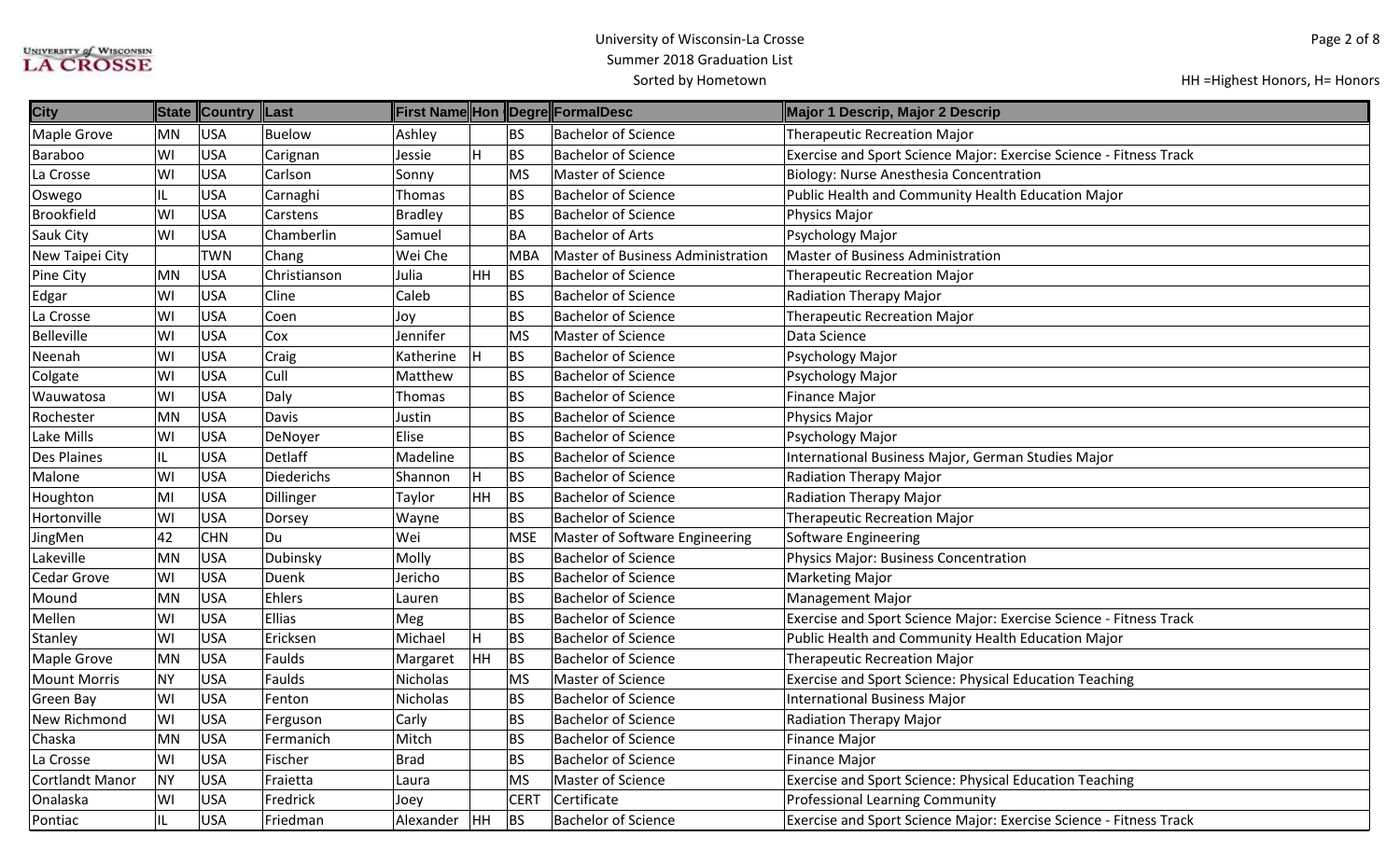| City | State | Country | Last | First Name | Hon | Degre | FormalDesc | Major 1 Descrip, Major 2 Descrip |
|---|---|---|---|---|---|---|---|---|
| Maple Grove | MN | USA | Buelow | Ashley | | BS | Bachelor of Science | Therapeutic Recreation Major |
| Baraboo | WI | USA | Carignan | Jessie | H | BS | Bachelor of Science | Exercise and Sport Science Major: Exercise Science - Fitness Track |
| La Crosse | WI | USA | Carlson | Sonny | | MS | Master of Science | Biology: Nurse Anesthesia Concentration |
| Oswego | IL | USA | Carnaghi | Thomas | | BS | Bachelor of Science | Public Health and Community Health Education Major |
| Brookfield | WI | USA | Carstens | Bradley | | BS | Bachelor of Science | Physics Major |
| Sauk City | WI | USA | Chamberlin | Samuel | | BA | Bachelor of Arts | Psychology Major |
| New Taipei City | | TWN | Chang | Wei Che | | MBA | Master of Business Administration | Master of Business Administration |
| Pine City | MN | USA | Christianson | Julia | HH | BS | Bachelor of Science | Therapeutic Recreation Major |
| Edgar | WI | USA | Cline | Caleb | | BS | Bachelor of Science | Radiation Therapy Major |
| La Crosse | WI | USA | Coen | Joy | | BS | Bachelor of Science | Therapeutic Recreation Major |
| Belleville | WI | USA | Cox | Jennifer | | MS | Master of Science | Data Science |
| Neenah | WI | USA | Craig | Katherine | H | BS | Bachelor of Science | Psychology Major |
| Colgate | WI | USA | Cull | Matthew | | BS | Bachelor of Science | Psychology Major |
| Wauwatosa | WI | USA | Daly | Thomas | | BS | Bachelor of Science | Finance Major |
| Rochester | MN | USA | Davis | Justin | | BS | Bachelor of Science | Physics Major |
| Lake Mills | WI | USA | DeNoyer | Elise | | BS | Bachelor of Science | Psychology Major |
| Des Plaines | IL | USA | Detlaff | Madeline | | BS | Bachelor of Science | International Business Major, German Studies Major |
| Malone | WI | USA | Diederichs | Shannon | H | BS | Bachelor of Science | Radiation Therapy Major |
| Houghton | MI | USA | Dillinger | Taylor | HH | BS | Bachelor of Science | Radiation Therapy Major |
| Hortonville | WI | USA | Dorsey | Wayne | | BS | Bachelor of Science | Therapeutic Recreation Major |
| JingMen | 42 | CHN | Du | Wei | | MSE | Master of Software Engineering | Software Engineering |
| Lakeville | MN | USA | Dubinsky | Molly | | BS | Bachelor of Science | Physics Major: Business Concentration |
| Cedar Grove | WI | USA | Duenk | Jericho | | BS | Bachelor of Science | Marketing Major |
| Mound | MN | USA | Ehlers | Lauren | | BS | Bachelor of Science | Management Major |
| Mellen | WI | USA | Ellias | Meg | | BS | Bachelor of Science | Exercise and Sport Science Major: Exercise Science - Fitness Track |
| Stanley | WI | USA | Ericksen | Michael | H | BS | Bachelor of Science | Public Health and Community Health Education Major |
| Maple Grove | MN | USA | Faulds | Margaret | HH | BS | Bachelor of Science | Therapeutic Recreation Major |
| Mount Morris | NY | USA | Faulds | Nicholas | | MS | Master of Science | Exercise and Sport Science: Physical Education Teaching |
| Green Bay | WI | USA | Fenton | Nicholas | | BS | Bachelor of Science | International Business Major |
| New Richmond | WI | USA | Ferguson | Carly | | BS | Bachelor of Science | Radiation Therapy Major |
| Chaska | MN | USA | Fermanich | Mitch | | BS | Bachelor of Science | Finance Major |
| La Crosse | WI | USA | Fischer | Brad | | BS | Bachelor of Science | Finance Major |
| Cortlandt Manor | NY | USA | Fraietta | Laura | | MS | Master of Science | Exercise and Sport Science: Physical Education Teaching |
| Onalaska | WI | USA | Fredrick | Joey | | CERT | Certificate | Professional Learning Community |
| Pontiac | IL | USA | Friedman | Alexander | HH | BS | Bachelor of Science | Exercise and Sport Science Major: Exercise Science - Fitness Track |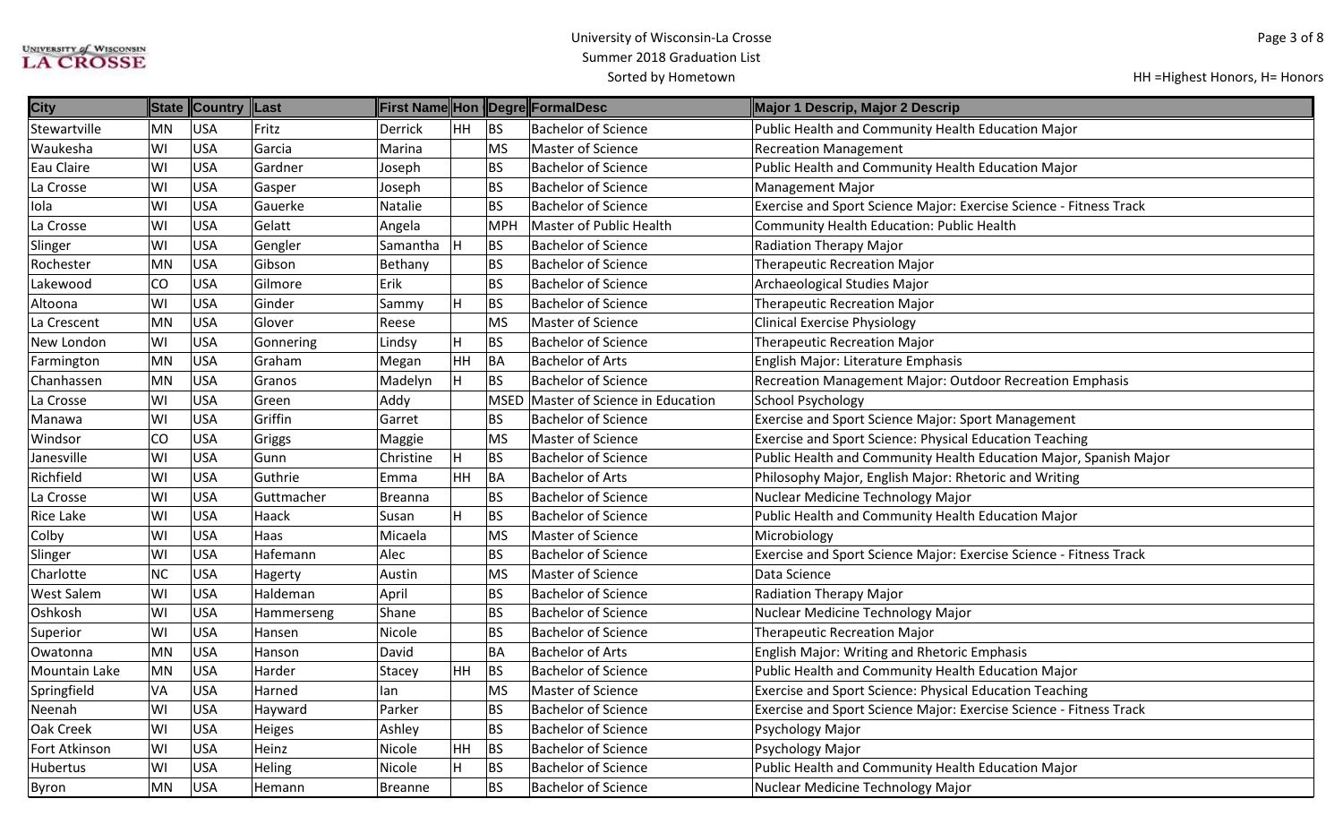University of Wisconsin-La Crosse
Summer 2018 Graduation List
Sorted by Hometown

HH =Highest Honors, H= Honors

| City | State | Country | Last | First Name | Hon | Degre | FormalDesc | Major 1 Descrip, Major 2 Descrip |
|---|---|---|---|---|---|---|---|---|
| Stewartville | MN | USA | Fritz | Derrick | HH | BS | Bachelor of Science | Public Health and Community Health Education Major |
| Waukesha | WI | USA | Garcia | Marina | | MS | Master of Science | Recreation Management |
| Eau Claire | WI | USA | Gardner | Joseph | | BS | Bachelor of Science | Public Health and Community Health Education Major |
| La Crosse | WI | USA | Gasper | Joseph | | BS | Bachelor of Science | Management Major |
| Iola | WI | USA | Gauerke | Natalie | | BS | Bachelor of Science | Exercise and Sport Science Major: Exercise Science - Fitness Track |
| La Crosse | WI | USA | Gelatt | Angela | | MPH | Master of Public Health | Community Health Education: Public Health |
| Slinger | WI | USA | Gengler | Samantha | H | BS | Bachelor of Science | Radiation Therapy Major |
| Rochester | MN | USA | Gibson | Bethany | | BS | Bachelor of Science | Therapeutic Recreation Major |
| Lakewood | CO | USA | Gilmore | Erik | | BS | Bachelor of Science | Archaeological Studies Major |
| Altoona | WI | USA | Ginder | Sammy | H | BS | Bachelor of Science | Therapeutic Recreation Major |
| La Crescent | MN | USA | Glover | Reese | | MS | Master of Science | Clinical Exercise Physiology |
| New London | WI | USA | Gonnering | Lindsy | H | BS | Bachelor of Science | Therapeutic Recreation Major |
| Farmington | MN | USA | Graham | Megan | HH | BA | Bachelor of Arts | English Major: Literature Emphasis |
| Chanhassen | MN | USA | Granos | Madelyn | H | BS | Bachelor of Science | Recreation Management Major: Outdoor Recreation Emphasis |
| La Crosse | WI | USA | Green | Addy | | MSED | Master of Science in Education | School Psychology |
| Manawa | WI | USA | Griffin | Garret | | BS | Bachelor of Science | Exercise and Sport Science Major: Sport Management |
| Windsor | CO | USA | Griggs | Maggie | | MS | Master of Science | Exercise and Sport Science: Physical Education Teaching |
| Janesville | WI | USA | Gunn | Christine | H | BS | Bachelor of Science | Public Health and Community Health Education Major, Spanish Major |
| Richfield | WI | USA | Guthrie | Emma | HH | BA | Bachelor of Arts | Philosophy Major, English Major: Rhetoric and Writing |
| La Crosse | WI | USA | Guttmacher | Breanna | | BS | Bachelor of Science | Nuclear Medicine Technology Major |
| Rice Lake | WI | USA | Haack | Susan | H | BS | Bachelor of Science | Public Health and Community Health Education Major |
| Colby | WI | USA | Haas | Micaela | | MS | Master of Science | Microbiology |
| Slinger | WI | USA | Hafemann | Alec | | BS | Bachelor of Science | Exercise and Sport Science Major: Exercise Science - Fitness Track |
| Charlotte | NC | USA | Hagerty | Austin | | MS | Master of Science | Data Science |
| West Salem | WI | USA | Haldeman | April | | BS | Bachelor of Science | Radiation Therapy Major |
| Oshkosh | WI | USA | Hammerseng | Shane | | BS | Bachelor of Science | Nuclear Medicine Technology Major |
| Superior | WI | USA | Hansen | Nicole | | BS | Bachelor of Science | Therapeutic Recreation Major |
| Owatonna | MN | USA | Hanson | David | | BA | Bachelor of Arts | English Major: Writing and Rhetoric Emphasis |
| Mountain Lake | MN | USA | Harder | Stacey | HH | BS | Bachelor of Science | Public Health and Community Health Education Major |
| Springfield | VA | USA | Harned | Ian | | MS | Master of Science | Exercise and Sport Science: Physical Education Teaching |
| Neenah | WI | USA | Hayward | Parker | | BS | Bachelor of Science | Exercise and Sport Science Major: Exercise Science - Fitness Track |
| Oak Creek | WI | USA | Heiges | Ashley | | BS | Bachelor of Science | Psychology Major |
| Fort Atkinson | WI | USA | Heinz | Nicole | HH | BS | Bachelor of Science | Psychology Major |
| Hubertus | WI | USA | Heling | Nicole | H | BS | Bachelor of Science | Public Health and Community Health Education Major |
| Byron | MN | USA | Hemann | Breanne | | BS | Bachelor of Science | Nuclear Medicine Technology Major |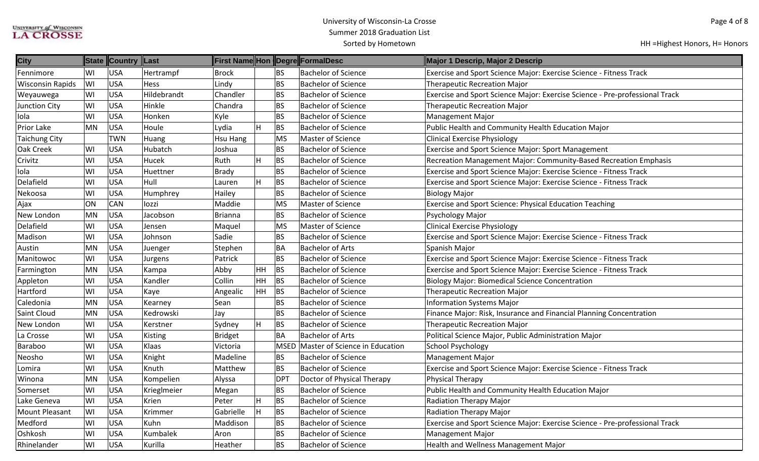University of Wisconsin-La Crosse
Summer 2018 Graduation List
Sorted by Hometown

HH =Highest Honors, H= Honors

| City | State | Country | Last | First Name | Hon | Degre | FormalDesc | Major 1 Descrip, Major 2 Descrip |
|---|---|---|---|---|---|---|---|---|
| Fennimore | WI | USA | Hertrampf | Brock | | BS | Bachelor of Science | Exercise and Sport Science Major: Exercise Science - Fitness Track |
| Wisconsin Rapids | WI | USA | Hess | Lindy | | BS | Bachelor of Science | Therapeutic Recreation Major |
| Weyauwega | WI | USA | Hildebrandt | Chandler | | BS | Bachelor of Science | Exercise and Sport Science Major: Exercise Science - Pre-professional Track |
| Junction City | WI | USA | Hinkle | Chandra | | BS | Bachelor of Science | Therapeutic Recreation Major |
| Iola | WI | USA | Honken | Kyle | | BS | Bachelor of Science | Management Major |
| Prior Lake | MN | USA | Houle | Lydia | H | BS | Bachelor of Science | Public Health and Community Health Education Major |
| Taichung City | | TWN | Huang | Hsu Hang | | MS | Master of Science | Clinical Exercise Physiology |
| Oak Creek | WI | USA | Hubatch | Joshua | | BS | Bachelor of Science | Exercise and Sport Science Major: Sport Management |
| Crivitz | WI | USA | Hucek | Ruth | H | BS | Bachelor of Science | Recreation Management Major: Community-Based Recreation Emphasis |
| Iola | WI | USA | Huettner | Brady | | BS | Bachelor of Science | Exercise and Sport Science Major: Exercise Science - Fitness Track |
| Delafield | WI | USA | Hull | Lauren | H | BS | Bachelor of Science | Exercise and Sport Science Major: Exercise Science - Fitness Track |
| Nekoosa | WI | USA | Humphrey | Hailey | | BS | Bachelor of Science | Biology Major |
| Ajax | ON | CAN | Iozzi | Maddie | | MS | Master of Science | Exercise and Sport Science: Physical Education Teaching |
| New London | MN | USA | Jacobson | Brianna | | BS | Bachelor of Science | Psychology Major |
| Delafield | WI | USA | Jensen | Maquel | | MS | Master of Science | Clinical Exercise Physiology |
| Madison | WI | USA | Johnson | Sadie | | BS | Bachelor of Science | Exercise and Sport Science Major: Exercise Science - Fitness Track |
| Austin | MN | USA | Juenger | Stephen | | BA | Bachelor of Arts | Spanish Major |
| Manitowoc | WI | USA | Jurgens | Patrick | | BS | Bachelor of Science | Exercise and Sport Science Major: Exercise Science - Fitness Track |
| Farmington | MN | USA | Kampa | Abby | HH | BS | Bachelor of Science | Exercise and Sport Science Major: Exercise Science - Fitness Track |
| Appleton | WI | USA | Kandler | Collin | HH | BS | Bachelor of Science | Biology Major: Biomedical Science Concentration |
| Hartford | WI | USA | Kaye | Angealic | HH | BS | Bachelor of Science | Therapeutic Recreation Major |
| Caledonia | MN | USA | Kearney | Sean | | BS | Bachelor of Science | Information Systems Major |
| Saint Cloud | MN | USA | Kedrowski | Jay | | BS | Bachelor of Science | Finance Major: Risk, Insurance and Financial Planning Concentration |
| New London | WI | USA | Kerstner | Sydney | H | BS | Bachelor of Science | Therapeutic Recreation Major |
| La Crosse | WI | USA | Kisting | Bridget | | BA | Bachelor of Arts | Political Science Major, Public Administration Major |
| Baraboo | WI | USA | Klaas | Victoria | | MSED | Master of Science in Education | School Psychology |
| Neosho | WI | USA | Knight | Madeline | | BS | Bachelor of Science | Management Major |
| Lomira | WI | USA | Knuth | Matthew | | BS | Bachelor of Science | Exercise and Sport Science Major: Exercise Science - Fitness Track |
| Winona | MN | USA | Kompelien | Alyssa | | DPT | Doctor of Physical Therapy | Physical Therapy |
| Somerset | WI | USA | Krieglmeier | Megan | | BS | Bachelor of Science | Public Health and Community Health Education Major |
| Lake Geneva | WI | USA | Krien | Peter | H | BS | Bachelor of Science | Radiation Therapy Major |
| Mount Pleasant | WI | USA | Krimmer | Gabrielle | H | BS | Bachelor of Science | Radiation Therapy Major |
| Medford | WI | USA | Kuhn | Maddison | | BS | Bachelor of Science | Exercise and Sport Science Major: Exercise Science - Pre-professional Track |
| Oshkosh | WI | USA | Kumbalek | Aron | | BS | Bachelor of Science | Management Major |
| Rhinelander | WI | USA | Kurilla | Heather | | BS | Bachelor of Science | Health and Wellness Management Major |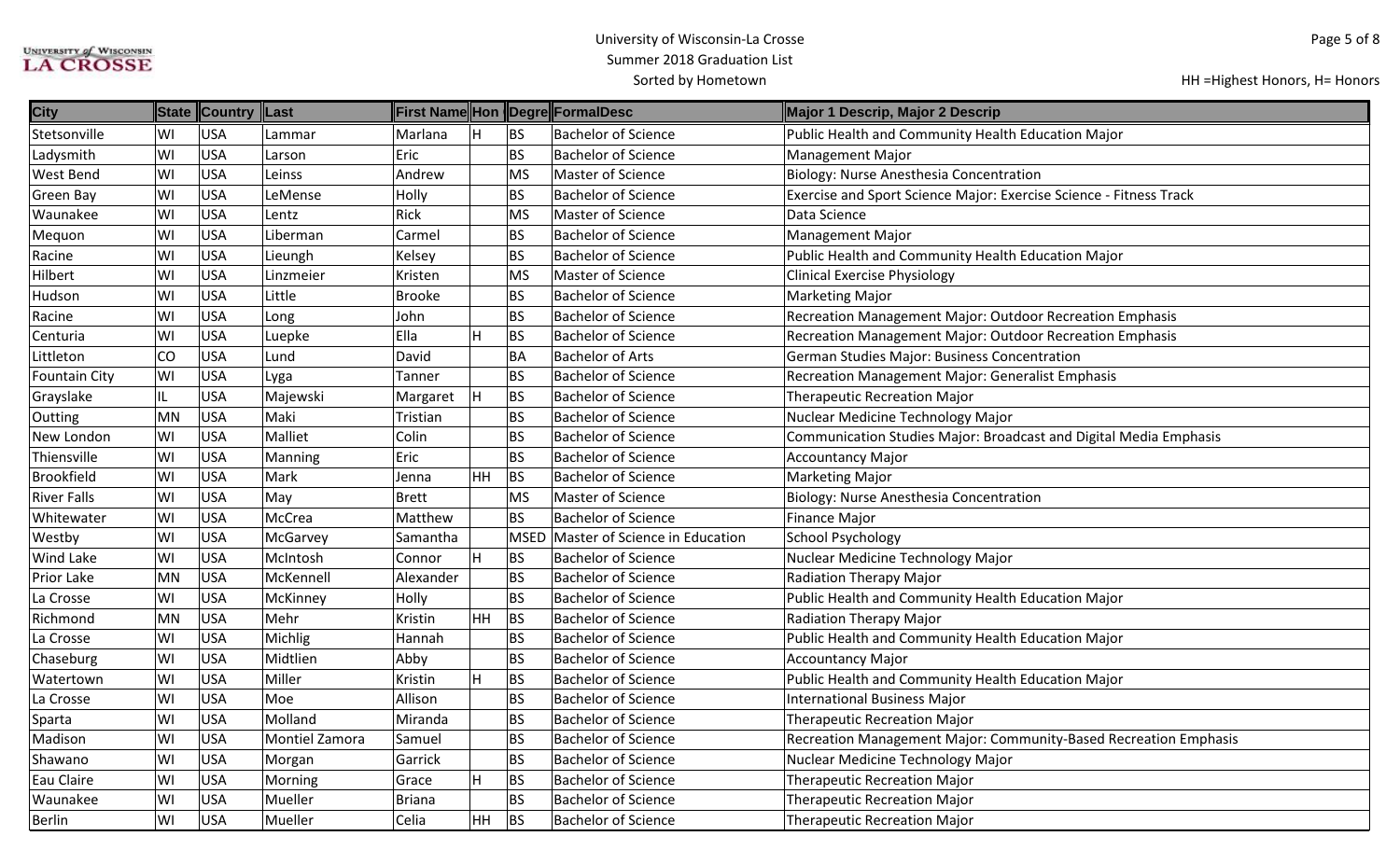University of Wisconsin-La Crosse
Summer 2018 Graduation List
Sorted by Hometown

HH =Highest Honors, H= Honors

| City | State | Country | Last | First Name | Hon | Degre | FormalDesc | Major 1 Descrip, Major 2 Descrip |
|---|---|---|---|---|---|---|---|---|
| Stetsonville | WI | USA | Lammar | Marlana | H | BS | Bachelor of Science | Public Health and Community Health Education Major |
| Ladysmith | WI | USA | Larson | Eric | | BS | Bachelor of Science | Management Major |
| West Bend | WI | USA | Leinss | Andrew | | MS | Master of Science | Biology: Nurse Anesthesia Concentration |
| Green Bay | WI | USA | LeMense | Holly | | BS | Bachelor of Science | Exercise and Sport Science Major: Exercise Science - Fitness Track |
| Waunakee | WI | USA | Lentz | Rick | | MS | Master of Science | Data Science |
| Mequon | WI | USA | Liberman | Carmel | | BS | Bachelor of Science | Management Major |
| Racine | WI | USA | Lieungh | Kelsey | | BS | Bachelor of Science | Public Health and Community Health Education Major |
| Hilbert | WI | USA | Linzmeier | Kristen | | MS | Master of Science | Clinical Exercise Physiology |
| Hudson | WI | USA | Little | Brooke | | BS | Bachelor of Science | Marketing Major |
| Racine | WI | USA | Long | John | | BS | Bachelor of Science | Recreation Management Major: Outdoor Recreation Emphasis |
| Centuria | WI | USA | Luepke | Ella | H | BS | Bachelor of Science | Recreation Management Major: Outdoor Recreation Emphasis |
| Littleton | CO | USA | Lund | David | | BA | Bachelor of Arts | German Studies Major: Business Concentration |
| Fountain City | WI | USA | Lyga | Tanner | | BS | Bachelor of Science | Recreation Management Major: Generalist Emphasis |
| Grayslake | IL | USA | Majewski | Margaret | H | BS | Bachelor of Science | Therapeutic Recreation Major |
| Outing | MN | USA | Maki | Tristian | | BS | Bachelor of Science | Nuclear Medicine Technology Major |
| New London | WI | USA | Malliet | Colin | | BS | Bachelor of Science | Communication Studies Major: Broadcast and Digital Media Emphasis |
| Thiensville | WI | USA | Manning | Eric | | BS | Bachelor of Science | Accountancy Major |
| Brookfield | WI | USA | Mark | Jenna | HH | BS | Bachelor of Science | Marketing Major |
| River Falls | WI | USA | May | Brett | | MS | Master of Science | Biology: Nurse Anesthesia Concentration |
| Whitewater | WI | USA | McCrea | Matthew | | BS | Bachelor of Science | Finance Major |
| Westby | WI | USA | McGarvey | Samantha | | MSED | Master of Science in Education | School Psychology |
| Wind Lake | WI | USA | McIntosh | Connor | H | BS | Bachelor of Science | Nuclear Medicine Technology Major |
| Prior Lake | MN | USA | McKennell | Alexander | | BS | Bachelor of Science | Radiation Therapy Major |
| La Crosse | WI | USA | McKinney | Holly | | BS | Bachelor of Science | Public Health and Community Health Education Major |
| Richmond | MN | USA | Mehr | Kristin | HH | BS | Bachelor of Science | Radiation Therapy Major |
| La Crosse | WI | USA | Michlig | Hannah | | BS | Bachelor of Science | Public Health and Community Health Education Major |
| Chaseburg | WI | USA | Midtlien | Abby | | BS | Bachelor of Science | Accountancy Major |
| Watertown | WI | USA | Miller | Kristin | H | BS | Bachelor of Science | Public Health and Community Health Education Major |
| La Crosse | WI | USA | Moe | Allison | | BS | Bachelor of Science | International Business Major |
| Sparta | WI | USA | Molland | Miranda | | BS | Bachelor of Science | Therapeutic Recreation Major |
| Madison | WI | USA | Montiel Zamora | Samuel | | BS | Bachelor of Science | Recreation Management Major: Community-Based Recreation Emphasis |
| Shawano | WI | USA | Morgan | Garrick | | BS | Bachelor of Science | Nuclear Medicine Technology Major |
| Eau Claire | WI | USA | Morning | Grace | H | BS | Bachelor of Science | Therapeutic Recreation Major |
| Waunakee | WI | USA | Mueller | Briana | | BS | Bachelor of Science | Therapeutic Recreation Major |
| Berlin | WI | USA | Mueller | Celia | HH | BS | Bachelor of Science | Therapeutic Recreation Major |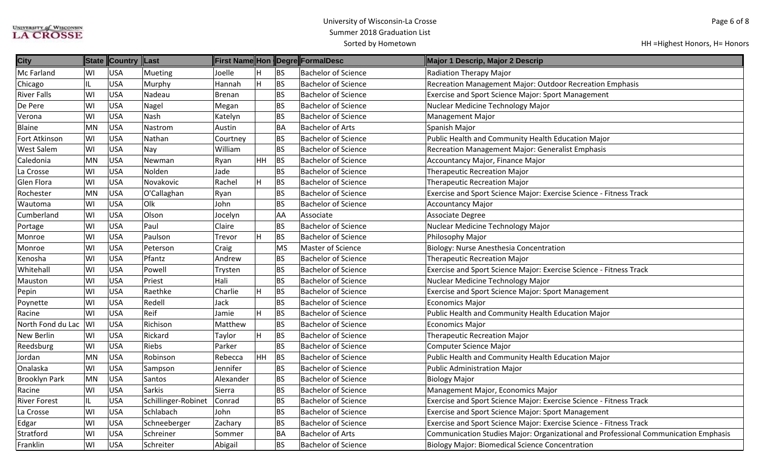| City | State | Country | Last | First Name | Hon | Degre | FormalDesc | Major 1 Descrip, Major 2 Descrip |
|---|---|---|---|---|---|---|---|---|
| Mc Farland | WI | USA | Mueting | Joelle | H | BS | Bachelor of Science | Radiation Therapy Major |
| Chicago | IL | USA | Murphy | Hannah | H | BS | Bachelor of Science | Recreation Management Major: Outdoor Recreation Emphasis |
| River Falls | WI | USA | Nadeau | Brenan | | BS | Bachelor of Science | Exercise and Sport Science Major: Sport Management |
| De Pere | WI | USA | Nagel | Megan | | BS | Bachelor of Science | Nuclear Medicine Technology Major |
| Verona | WI | USA | Nash | Katelyn | | BS | Bachelor of Science | Management Major |
| Blaine | MN | USA | Nastrom | Austin | | BA | Bachelor of Arts | Spanish Major |
| Fort Atkinson | WI | USA | Nathan | Courtney | | BS | Bachelor of Science | Public Health and Community Health Education Major |
| West Salem | WI | USA | Nay | William | | BS | Bachelor of Science | Recreation Management Major: Generalist Emphasis |
| Caledonia | MN | USA | Newman | Ryan | HH | BS | Bachelor of Science | Accountancy Major, Finance Major |
| La Crosse | WI | USA | Nolden | Jade | | BS | Bachelor of Science | Therapeutic Recreation Major |
| Glen Flora | WI | USA | Novakovic | Rachel | H | BS | Bachelor of Science | Therapeutic Recreation Major |
| Rochester | MN | USA | O'Callaghan | Ryan | | BS | Bachelor of Science | Exercise and Sport Science Major: Exercise Science - Fitness Track |
| Wautoma | WI | USA | Olk | John | | BS | Bachelor of Science | Accountancy Major |
| Cumberland | WI | USA | Olson | Jocelyn | | AA | Associate | Associate Degree |
| Portage | WI | USA | Paul | Claire | | BS | Bachelor of Science | Nuclear Medicine Technology Major |
| Monroe | WI | USA | Paulson | Trevor | H | BS | Bachelor of Science | Philosophy Major |
| Monroe | WI | USA | Peterson | Craig | | MS | Master of Science | Biology: Nurse Anesthesia Concentration |
| Kenosha | WI | USA | Pfantz | Andrew | | BS | Bachelor of Science | Therapeutic Recreation Major |
| Whitehall | WI | USA | Powell | Trysten | | BS | Bachelor of Science | Exercise and Sport Science Major: Exercise Science - Fitness Track |
| Mauston | WI | USA | Priest | Hali | | BS | Bachelor of Science | Nuclear Medicine Technology Major |
| Pepin | WI | USA | Raethke | Charlie | H | BS | Bachelor of Science | Exercise and Sport Science Major: Sport Management |
| Poynette | WI | USA | Redell | Jack | | BS | Bachelor of Science | Economics Major |
| Racine | WI | USA | Reif | Jamie | H | BS | Bachelor of Science | Public Health and Community Health Education Major |
| North Fond du Lac | WI | USA | Richison | Matthew | | BS | Bachelor of Science | Economics Major |
| New Berlin | WI | USA | Rickard | Taylor | H | BS | Bachelor of Science | Therapeutic Recreation Major |
| Reedsburg | WI | USA | Riebs | Parker | | BS | Bachelor of Science | Computer Science Major |
| Jordan | MN | USA | Robinson | Rebecca | HH | BS | Bachelor of Science | Public Health and Community Health Education Major |
| Onalaska | WI | USA | Sampson | Jennifer | | BS | Bachelor of Science | Public Administration Major |
| Brooklyn Park | MN | USA | Santos | Alexander | | BS | Bachelor of Science | Biology Major |
| Racine | WI | USA | Sarkis | Sierra | | BS | Bachelor of Science | Management Major, Economics Major |
| River Forest | IL | USA | Schillinger-Robinet | Conrad | | BS | Bachelor of Science | Exercise and Sport Science Major: Exercise Science - Fitness Track |
| La Crosse | WI | USA | Schlabach | John | | BS | Bachelor of Science | Exercise and Sport Science Major: Sport Management |
| Edgar | WI | USA | Schneeberger | Zachary | | BS | Bachelor of Science | Exercise and Sport Science Major: Exercise Science - Fitness Track |
| Stratford | WI | USA | Schreiner | Sommer | | BA | Bachelor of Arts | Communication Studies Major: Organizational and Professional Communication Emphasis |
| Franklin | WI | USA | Schreiter | Abigail | | BS | Bachelor of Science | Biology Major: Biomedical Science Concentration |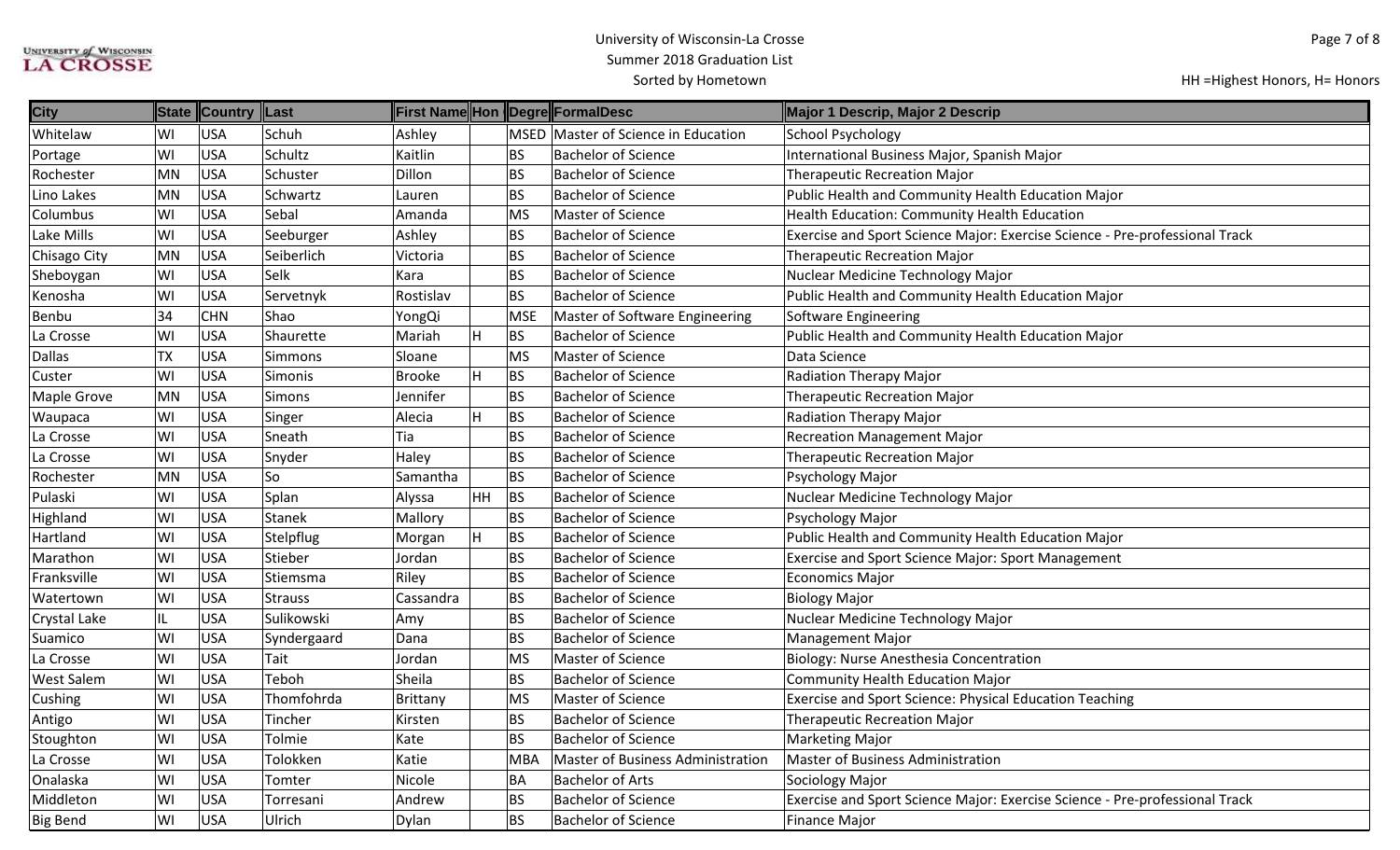University of Wisconsin-La Crosse
Summer 2018 Graduation List
Sorted by Hometown

HH =Highest Honors, H= Honors

| City | State | Country | Last | First Name | Hon | Degre | FormalDesc | Major 1 Descrip, Major 2 Descrip |
|---|---|---|---|---|---|---|---|---|
| Whitelaw | WI | USA | Schuh | Ashley | | MSED | Master of Science in Education | School Psychology |
| Portage | WI | USA | Schultz | Kaitlin | | BS | Bachelor of Science | International Business Major, Spanish Major |
| Rochester | MN | USA | Schuster | Dillon | | BS | Bachelor of Science | Therapeutic Recreation Major |
| Lino Lakes | MN | USA | Schwartz | Lauren | | BS | Bachelor of Science | Public Health and Community Health Education Major |
| Columbus | WI | USA | Sebal | Amanda | | MS | Master of Science | Health Education: Community Health Education |
| Lake Mills | WI | USA | Seeburger | Ashley | | BS | Bachelor of Science | Exercise and Sport Science Major: Exercise Science - Pre-professional Track |
| Chisago City | MN | USA | Seiberlich | Victoria | | BS | Bachelor of Science | Therapeutic Recreation Major |
| Sheboygan | WI | USA | Selk | Kara | | BS | Bachelor of Science | Nuclear Medicine Technology Major |
| Kenosha | WI | USA | Servetnyk | Rostislav | | BS | Bachelor of Science | Public Health and Community Health Education Major |
| Benbu | 34 | CHN | Shao | YongQi | | MSE | Master of Software Engineering | Software Engineering |
| La Crosse | WI | USA | Shaurette | Mariah | H | BS | Bachelor of Science | Public Health and Community Health Education Major |
| Dallas | TX | USA | Simmons | Sloane | | MS | Master of Science | Data Science |
| Custer | WI | USA | Simonis | Brooke | H | BS | Bachelor of Science | Radiation Therapy Major |
| Maple Grove | MN | USA | Simons | Jennifer | | BS | Bachelor of Science | Therapeutic Recreation Major |
| Waupaca | WI | USA | Singer | Alecia | H | BS | Bachelor of Science | Radiation Therapy Major |
| La Crosse | WI | USA | Sneath | Tia | | BS | Bachelor of Science | Recreation Management Major |
| La Crosse | WI | USA | Snyder | Haley | | BS | Bachelor of Science | Therapeutic Recreation Major |
| Rochester | MN | USA | So | Samantha | | BS | Bachelor of Science | Psychology Major |
| Pulaski | WI | USA | Splan | Alyssa | HH | BS | Bachelor of Science | Nuclear Medicine Technology Major |
| Highland | WI | USA | Stanek | Mallory | | BS | Bachelor of Science | Psychology Major |
| Hartland | WI | USA | Stelpflug | Morgan | H | BS | Bachelor of Science | Public Health and Community Health Education Major |
| Marathon | WI | USA | Stieber | Jordan | | BS | Bachelor of Science | Exercise and Sport Science Major: Sport Management |
| Franksville | WI | USA | Stiemsma | Riley | | BS | Bachelor of Science | Economics Major |
| Watertown | WI | USA | Strauss | Cassandra | | BS | Bachelor of Science | Biology Major |
| Crystal Lake | IL | USA | Sulikowski | Amy | | BS | Bachelor of Science | Nuclear Medicine Technology Major |
| Suamico | WI | USA | Syndergaard | Dana | | BS | Bachelor of Science | Management Major |
| La Crosse | WI | USA | Tait | Jordan | | MS | Master of Science | Biology: Nurse Anesthesia Concentration |
| West Salem | WI | USA | Teboh | Sheila | | BS | Bachelor of Science | Community Health Education Major |
| Cushing | WI | USA | Thomfohrda | Brittany | | MS | Master of Science | Exercise and Sport Science: Physical Education Teaching |
| Antigo | WI | USA | Tincher | Kirsten | | BS | Bachelor of Science | Therapeutic Recreation Major |
| Stoughton | WI | USA | Tolmie | Kate | | BS | Bachelor of Science | Marketing Major |
| La Crosse | WI | USA | Tolokken | Katie | | MBA | Master of Business Administration | Master of Business Administration |
| Onalaska | WI | USA | Tomter | Nicole | | BA | Bachelor of Arts | Sociology Major |
| Middleton | WI | USA | Torresani | Andrew | | BS | Bachelor of Science | Exercise and Sport Science Major: Exercise Science - Pre-professional Track |
| Big Bend | WI | USA | Ulrich | Dylan | | BS | Bachelor of Science | Finance Major |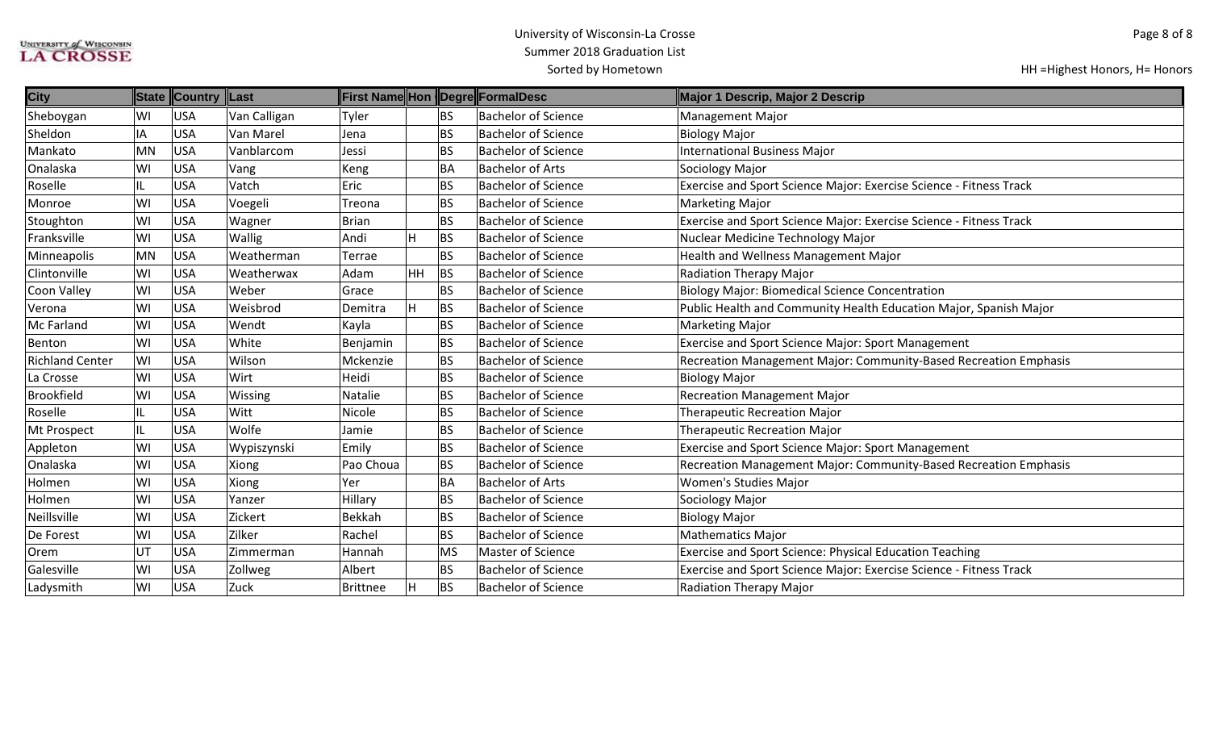| City | State | Country | Last | First Name | Hon | Degre | FormalDesc | Major 1 Descrip, Major 2 Descrip |
|---|---|---|---|---|---|---|---|---|
| Sheboygan | WI | USA | Van Calligan | Tyler | | BS | Bachelor of Science | Management Major |
| Sheldon | IA | USA | Van Marel | Jena | | BS | Bachelor of Science | Biology Major |
| Mankato | MN | USA | Vanblarcom | Jessi | | BS | Bachelor of Science | International Business Major |
| Onalaska | WI | USA | Vang | Keng | | BA | Bachelor of Arts | Sociology Major |
| Roselle | IL | USA | Vatch | Eric | | BS | Bachelor of Science | Exercise and Sport Science Major: Exercise Science - Fitness Track |
| Monroe | WI | USA | Voegeli | Treona | | BS | Bachelor of Science | Marketing Major |
| Stoughton | WI | USA | Wagner | Brian | | BS | Bachelor of Science | Exercise and Sport Science Major: Exercise Science - Fitness Track |
| Franksville | WI | USA | Wallig | Andi | H | BS | Bachelor of Science | Nuclear Medicine Technology Major |
| Minneapolis | MN | USA | Weatherman | Terrae | | BS | Bachelor of Science | Health and Wellness Management Major |
| Clintonville | WI | USA | Weatherwax | Adam | HH | BS | Bachelor of Science | Radiation Therapy Major |
| Coon Valley | WI | USA | Weber | Grace | | BS | Bachelor of Science | Biology Major: Biomedical Science Concentration |
| Verona | WI | USA | Weisbrod | Demitra | H | BS | Bachelor of Science | Public Health and Community Health Education Major, Spanish Major |
| Mc Farland | WI | USA | Wendt | Kayla | | BS | Bachelor of Science | Marketing Major |
| Benton | WI | USA | White | Benjamin | | BS | Bachelor of Science | Exercise and Sport Science Major: Sport Management |
| Richland Center | WI | USA | Wilson | Mckenzie | | BS | Bachelor of Science | Recreation Management Major: Community-Based Recreation Emphasis |
| La Crosse | WI | USA | Wirt | Heidi | | BS | Bachelor of Science | Biology Major |
| Brookfield | WI | USA | Wissing | Natalie | | BS | Bachelor of Science | Recreation Management Major |
| Roselle | IL | USA | Witt | Nicole | | BS | Bachelor of Science | Therapeutic Recreation Major |
| Mt Prospect | IL | USA | Wolfe | Jamie | | BS | Bachelor of Science | Therapeutic Recreation Major |
| Appleton | WI | USA | Wypiszynski | Emily | | BS | Bachelor of Science | Exercise and Sport Science Major: Sport Management |
| Onalaska | WI | USA | Xiong | Pao Choua | | BS | Bachelor of Science | Recreation Management Major: Community-Based Recreation Emphasis |
| Holmen | WI | USA | Xiong | Yer | | BA | Bachelor of Arts | Women's Studies Major |
| Holmen | WI | USA | Yanzer | Hillary | | BS | Bachelor of Science | Sociology Major |
| Neillsville | WI | USA | Zickert | Bekkah | | BS | Bachelor of Science | Biology Major |
| De Forest | WI | USA | Zilker | Rachel | | BS | Bachelor of Science | Mathematics Major |
| Orem | UT | USA | Zimmerman | Hannah | | MS | Master of Science | Exercise and Sport Science: Physical Education Teaching |
| Galesville | WI | USA | Zollweg | Albert | | BS | Bachelor of Science | Exercise and Sport Science Major: Exercise Science - Fitness Track |
| Ladysmith | WI | USA | Zuck | Brittnee | H | BS | Bachelor of Science | Radiation Therapy Major |